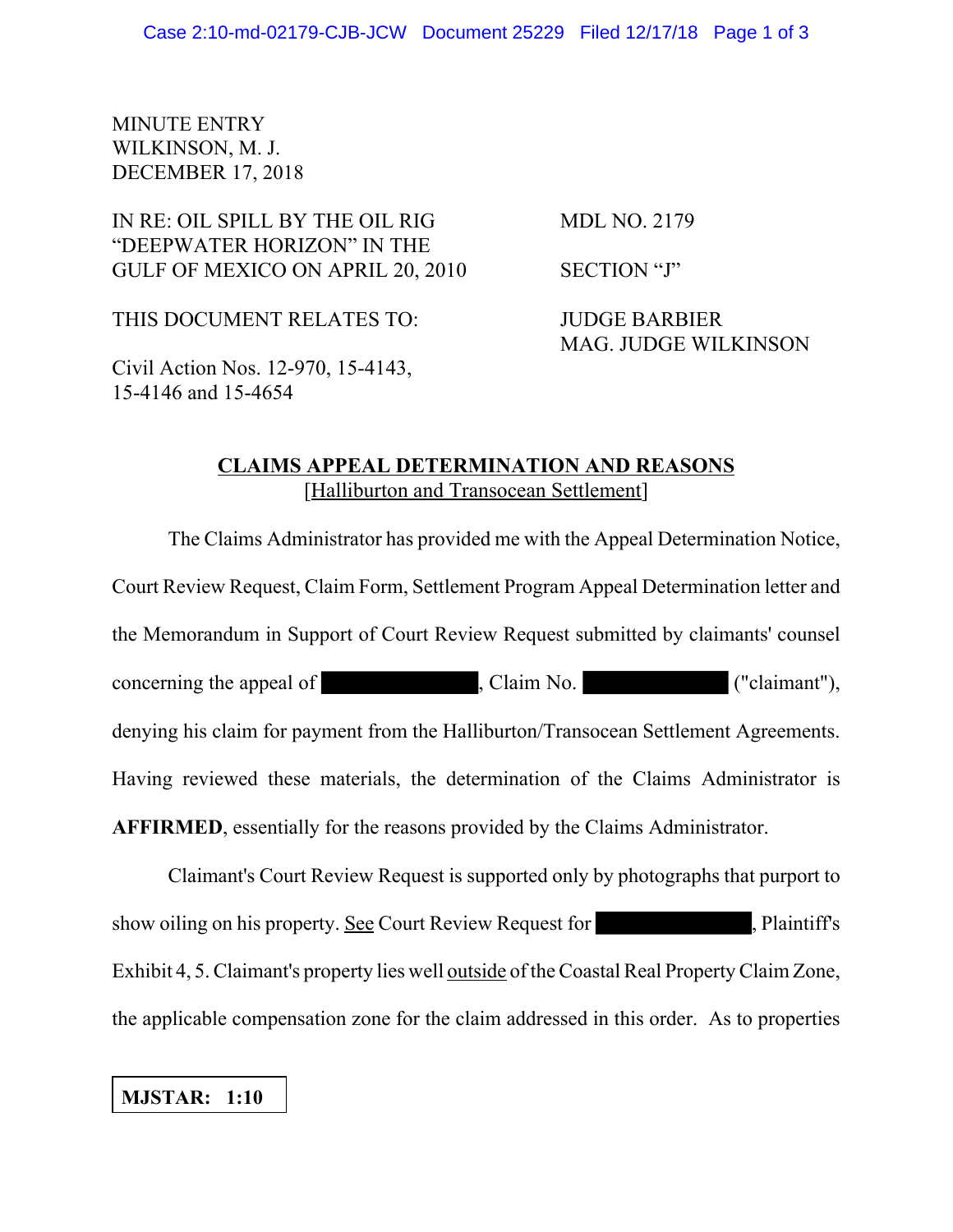MINUTE ENTRY
WILKINSON, M. J.
DECEMBER 17, 2018

| | |
|---|---|
| IN RE: OIL SPILL BY THE OIL RIG "DEEPWATER HORIZON" IN THE GULF OF MEXICO ON APRIL 20, 2010 | MDL NO. 2179 |
| | SECTION "J" |
| THIS DOCUMENT RELATES TO: | JUDGE BARBIER<br>MAG. JUDGE WILKINSON |
| Civil Action Nos. 12-970, 15-4143, 15-4146 and 15-4654 | |

**CLAIMS APPEAL DETERMINATION AND REASONS**
[Halliburton and Transocean Settlement]

The Claims Administrator has provided me with the Appeal Determination Notice, Court Review Request, Claim Form, Settlement Program Appeal Determination letter and the Memorandum in Support of Court Review Request submitted by claimants' counsel concerning the appeal of ██████████, Claim No. ██████████ ("claimant"), denying his claim for payment from the Halliburton/Transocean Settlement Agreements. Having reviewed these materials, the determination of the Claims Administrator is **AFFIRMED**, essentially for the reasons provided by the Claims Administrator.

Claimant's Court Review Request is supported only by photographs that purport to show oiling on his property. See Court Review Request for ██████████, Plaintiff's Exhibit 4, 5. Claimant's property lies well outside of the Coastal Real Property Claim Zone, the applicable compensation zone for the claim addressed in this order. As to properties

**MJSTAR: 1:10**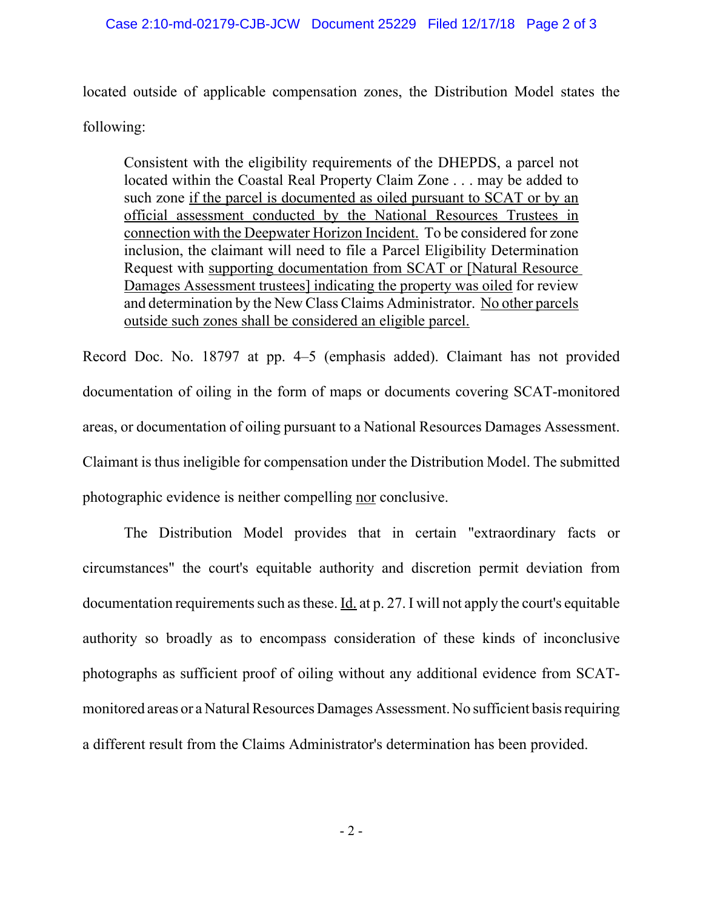located outside of applicable compensation zones, the Distribution Model states the following:

> Consistent with the eligibility requirements of the DHEPDS, a parcel not located within the Coastal Real Property Claim Zone . . . may be added to such zone <u>if the parcel is documented as oiled pursuant to SCAT or by an official assessment conducted by the National Resources Trustees in connection with the Deepwater Horizon Incident.</u> To be considered for zone inclusion, the claimant will need to file a Parcel Eligibility Determination Request with <u>supporting documentation from SCAT or [Natural Resource Damages Assessment trustees] indicating the property was oiled</u> for review and determination by the New Class Claims Administrator. <u>No other parcels outside such zones shall be considered an eligible parcel.</u>

Record Doc. No. 18797 at pp. 4–5 (emphasis added). Claimant has not provided documentation of oiling in the form of maps or documents covering SCAT-monitored areas, or documentation of oiling pursuant to a National Resources Damages Assessment. Claimant is thus ineligible for compensation under the Distribution Model. The submitted photographic evidence is neither compelling <u>nor</u> conclusive.

The Distribution Model provides that in certain "extraordinary facts or circumstances" the court's equitable authority and discretion permit deviation from documentation requirements such as these. <u>Id.</u> at p. 27. I will not apply the court's equitable authority so broadly as to encompass consideration of these kinds of inconclusive photographs as sufficient proof of oiling without any additional evidence from SCAT-monitored areas or a Natural Resources Damages Assessment. No sufficient basis requiring a different result from the Claims Administrator's determination has been provided.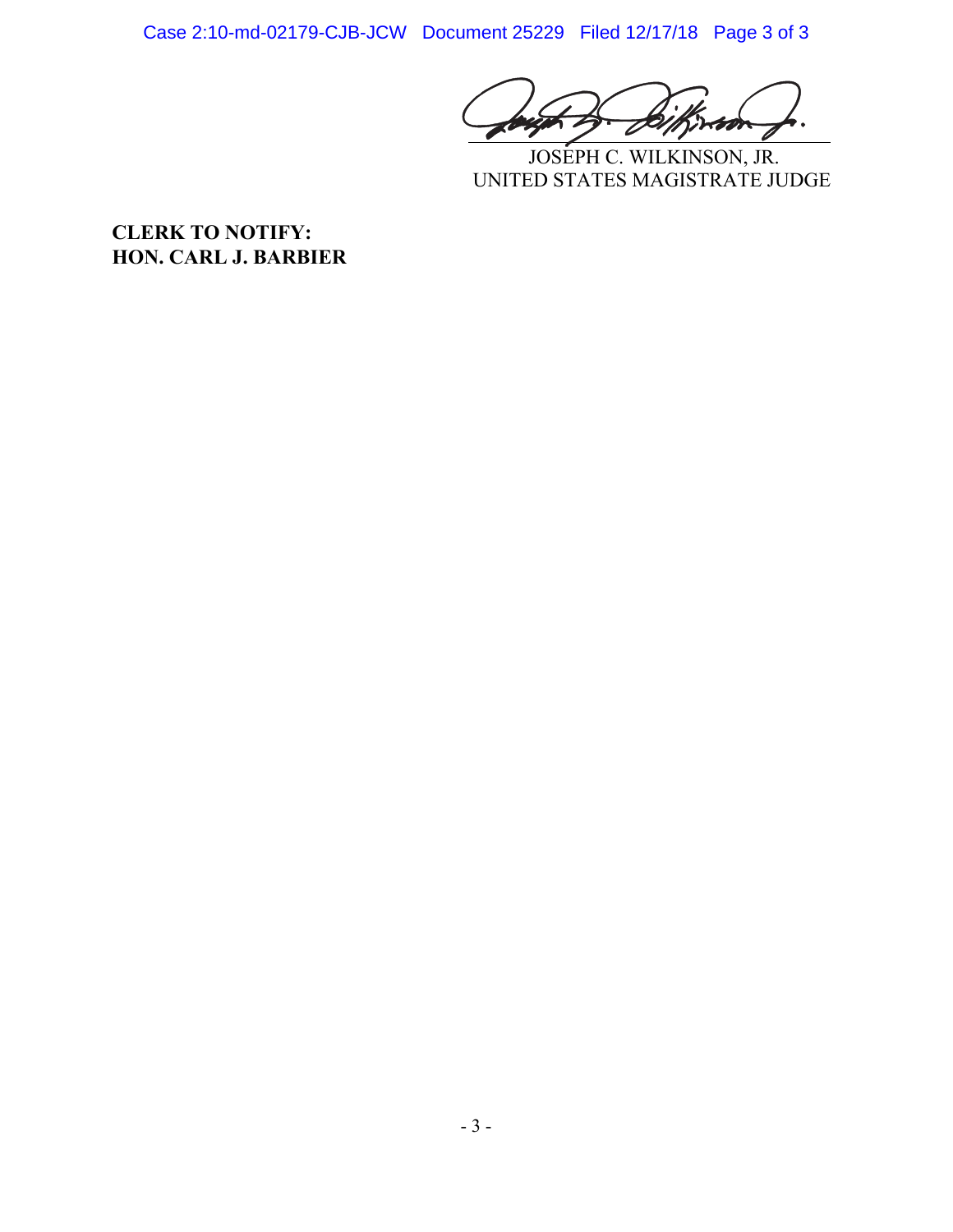JOSEPH C. WILKINSON, JR.
UNITED STATES MAGISTRATE JUDGE

**CLERK TO NOTIFY:**
**HON. CARL J. BARBIER**